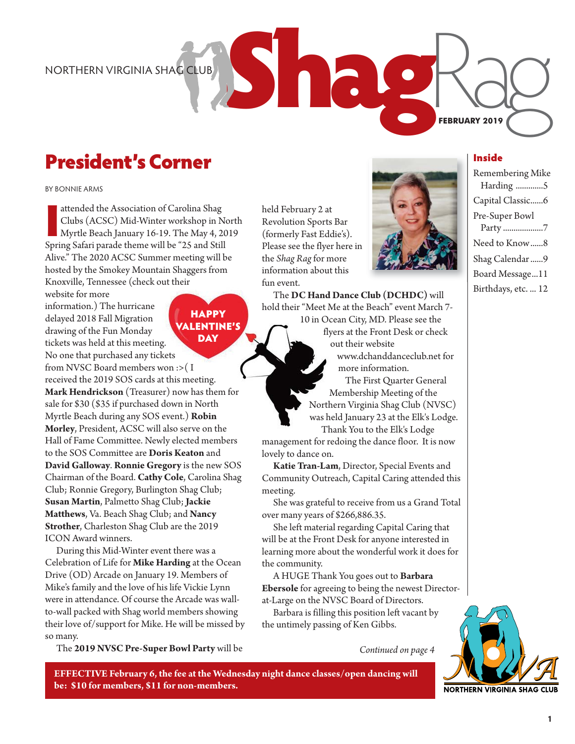NORTHERN VIRGINIA SHAG CLUB

# ShagRag

**FEBRUARY 2019**

## Inside

- Remembering Mike Harding .............5
- Capital Classic......6
- Pre-Super Bowl Party ...................7
- Need to Know......8
- Shag Calendar......9
- Board Message...11
- Birthdays, etc. ... 12

# President's Corner

BY BONNIE ARMS

I attended the Association of Carolina Shag Clubs (ACSC) Mid-Winter workshop in North Myrtle Beach January 16-19. The May 4, 2019 Spring Safari parade theme will be "25 and Still Alive." The 2020 ACSC Summer meeting will be hosted by the Smokey Mountain Shaggers from Knoxville, Tennessee (check out their website for more information.) The hurricane delayed 2018 Fall Migration drawing of the Fun Monday tickets was held at this meeting. No one that purchased any tickets from NVSC Board members won :>( I received the 2019 SOS cards at this meeting. **Mark Hendrickson** (Treasurer) now has them for sale for $30 ($35 if purchased down in North Myrtle Beach during any SOS event.) **Robin Morley**, President, ACSC will also serve on the Hall of Fame Committee. Newly elected members to the SOS Committee are **Doris Keaton** and **David Galloway**. **Ronnie Gregory** is the new SOS Chairman of the Board. **Cathy Cole**, Carolina Shag Club; Ronnie Gregory, Burlington Shag Club; **Susan Martin**, Palmetto Shag Club; **Jackie Matthews**, Va. Beach Shag Club; and **Nancy Strother**, Charleston Shag Club are the 2019 ICON Award winners.

During this Mid-Winter event there was a Celebration of Life for **Mike Harding** at the Ocean Drive (OD) Arcade on January 19. Members of Mike's family and the love of his life Vickie Lynn were in attendance. Of course the Arcade was wall-to-wall packed with Shag world members showing their love of/support for Mike. He will be missed by so many.

The **2019 NVSC Pre-Super Bowl Party** will be held February 2 at Revolution Sports Bar (formerly Fast Eddie's). Please see the flyer here in the *Shag Rag* for more information about this fun event.

The **DC Hand Dance Club (DCHDC)** will hold their "Meet Me at the Beach" event March 7-10 in Ocean City, MD. Please see the flyers at the Front Desk or check out their website www.dchanddanceclub.net for more information.

The First Quarter General Membership Meeting of the Northern Virginia Shag Club (NVSC) was held January 23 at the Elk's Lodge.

Thank You to the Elk's Lodge management for redoing the dance floor. It is now lovely to dance on.

**Katie Tran-Lam**, Director, Special Events and Community Outreach, Capital Caring attended this meeting.

She was grateful to receive from us a Grand Total over many years of $266,886.35.

She left material regarding Capital Caring that will be at the Front Desk for anyone interested in learning more about the wonderful work it does for the community.

A HUGE Thank You goes out to **Barbara Ebersole** for agreeing to being the newest Director-at-Large on the NVSC Board of Directors.

Barbara is filling this position left vacant by the untimely passing of Ken Gibbs.

*Continued on page 4*

HAPPY VALENTINE'S DAY

**EFFECTIVE February 6, the fee at the Wednesday night dance classes/open dancing will be: $10 for members, $11 for non-members.**

NORTHERN VIRGINIA SHAG CLUB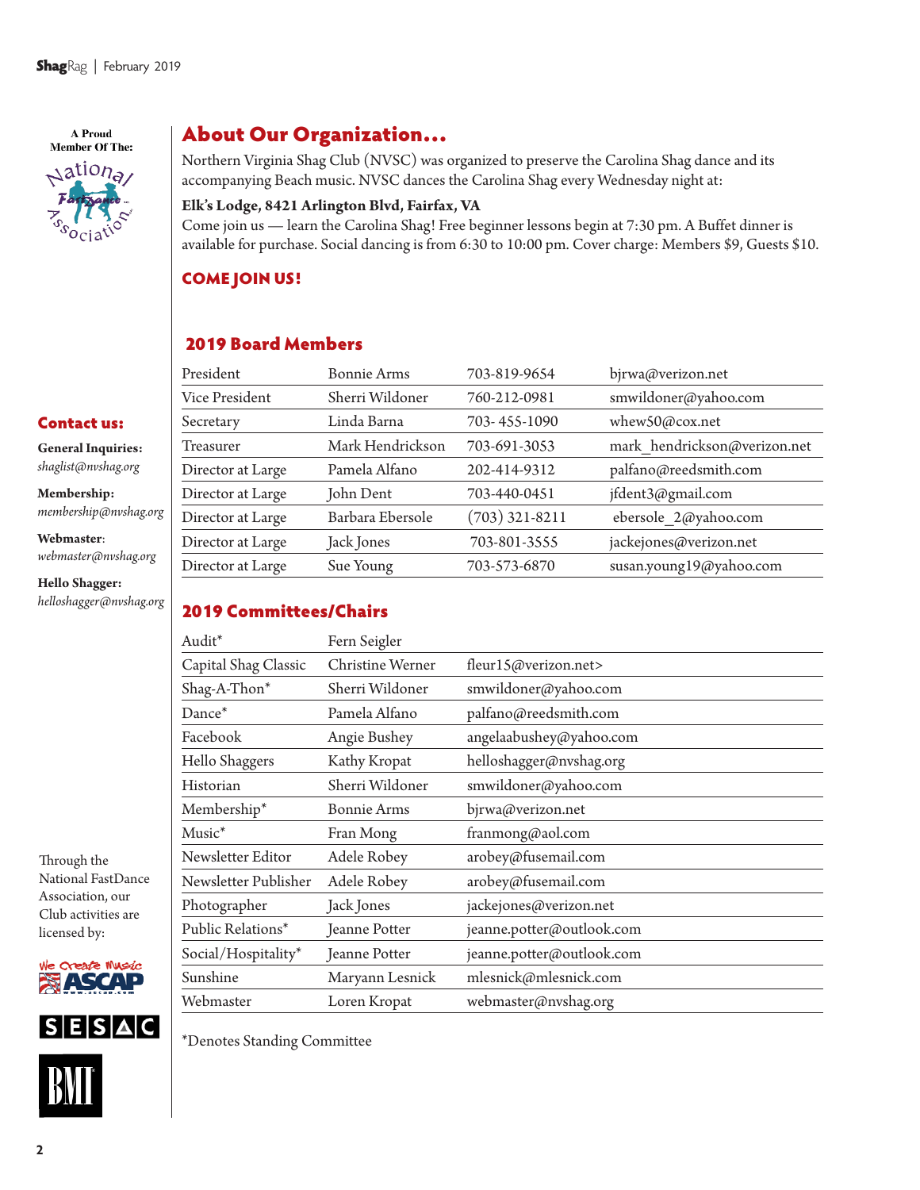A Proud Member Of The: National FastDance Association

## About Our Organization...

Northern Virginia Shag Club (NVSC) was organized to preserve the Carolina Shag dance and its accompanying Beach music. NVSC dances the Carolina Shag every Wednesday night at:

**Elk's Lodge, 8421 Arlington Blvd, Fairfax, VA**

Come join us — learn the Carolina Shag! Free beginner lessons begin at 7:30 pm. A Buffet dinner is available for purchase. Social dancing is from 6:30 to 10:00 pm. Cover charge: Members $9, Guests $10.

**COME JOIN US!**

## 2019 Board Members

| | | | |
|---|---|---|---|
| President | Bonnie Arms | 703-819-9654 | bjrwa@verizon.net |
| Vice President | Sherri Wildoner | 760-212-0981 | smwildoner@yahoo.com |
| Secretary | Linda Barna | 703- 455-1090 | whew50@cox.net |
| Treasurer | Mark Hendrickson | 703-691-3053 | mark_hendrickson@verizon.net |
| Director at Large | Pamela Alfano | 202-414-9312 | palfano@reedsmith.com |
| Director at Large | John Dent | 703-440-0451 | jfdent3@gmail.com |
| Director at Large | Barbara Ebersole | (703) 321-8211 | ebersole_2@yahoo.com |
| Director at Large | Jack Jones | 703-801-3555 | jackejones@verizon.net |
| Director at Large | Sue Young | 703-573-6870 | susan.young19@yahoo.com |

## 2019 Committees/Chairs

| | | |
|---|---|---|
| Audit* | Fern Seigler | |
| Capital Shag Classic | Christine Werner | fleur15@verizon.net> |
| Shag-A-Thon* | Sherri Wildoner | smwildoner@yahoo.com |
| Dance* | Pamela Alfano | palfano@reedsmith.com |
| Facebook | Angie Bushey | angelaabushey@yahoo.com |
| Hello Shaggers | Kathy Kropat | helloshagger@nvshag.org |
| Historian | Sherri Wildoner | smwildoner@yahoo.com |
| Membership* | Bonnie Arms | bjrwa@verizon.net |
| Music* | Fran Mong | franmong@aol.com |
| Newsletter Editor | Adele Robey | arobey@fusemail.com |
| Newsletter Publisher | Adele Robey | arobey@fusemail.com |
| Photographer | Jack Jones | jackejones@verizon.net |
| Public Relations* | Jeanne Potter | jeanne.potter@outlook.com |
| Social/Hospitality* | Jeanne Potter | jeanne.potter@outlook.com |
| Sunshine | Maryann Lesnick | mlesnick@mlesnick.com |
| Webmaster | Loren Kropat | webmaster@nvshag.org |

*Denotes Standing Committee

## Contact us:

**General Inquiries:**
*shaglist@nvshag.org*

**Membership:**
*membership@nvshag.org*

**Webmaster**:
*webmaster@nvshag.org*

**Hello Shagger:**
*helloshagger@nvshag.org*

Through the National FastDance Association, our Club activities are licensed by:

ASCAP — SESAC — BMI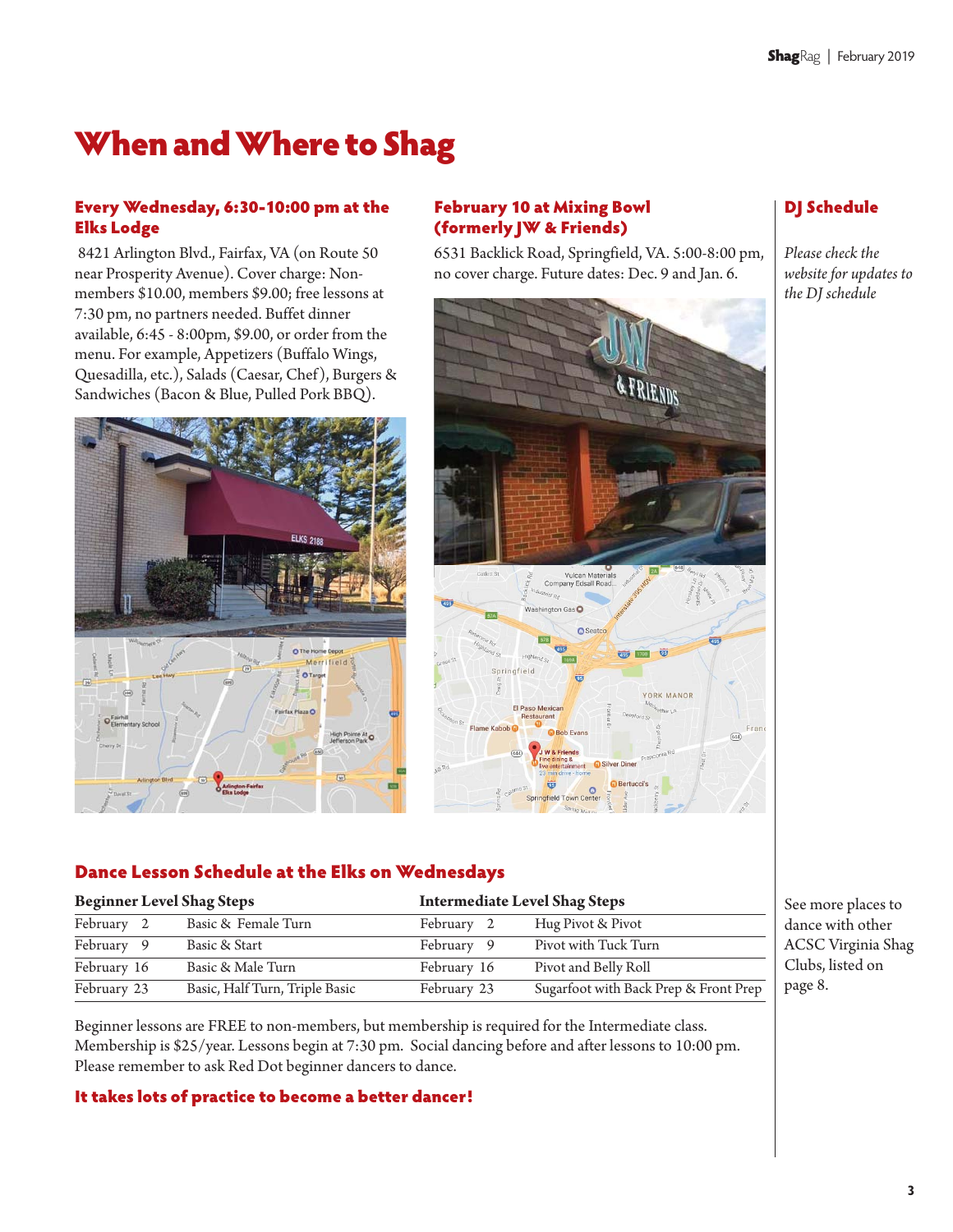# When and Where to Shag

### Every Wednesday, 6:30-10:00 pm at the Elks Lodge

8421 Arlington Blvd., Fairfax, VA (on Route 50 near Prosperity Avenue). Cover charge: Non-members $10.00, members $9.00; free lessons at 7:30 pm, no partners needed. Buffet dinner available, 6:45 - 8:00pm, $9.00, or order from the menu. For example, Appetizers (Buffalo Wings, Quesadilla, etc.), Salads (Caesar, Chef), Burgers & Sandwiches (Bacon & Blue, Pulled Pork BBQ).

### February 10 at Mixing Bowl (formerly JW & Friends)

6531 Backlick Road, Springfield, VA. 5:00-8:00 pm, no cover charge. Future dates: Dec. 9 and Jan. 6.

### DJ Schedule

*Please check the website for updates to the DJ schedule*

### Dance Lesson Schedule at the Elks on Wednesdays

| Beginner Level Shag Steps | | Intermediate Level Shag Steps | |
|---|---|---|---|
| February 2 | Basic & Female Turn | February 2 | Hug Pivot & Pivot |
| February 9 | Basic & Start | February 9 | Pivot with Tuck Turn |
| February 16 | Basic & Male Turn | February 16 | Pivot and Belly Roll |
| February 23 | Basic, Half Turn, Triple Basic | February 23 | Sugarfoot with Back Prep & Front Prep |

Beginner lessons are FREE to non-members, but membership is required for the Intermediate class. Membership is $25/year. Lessons begin at 7:30 pm. Social dancing before and after lessons to 10:00 pm. Please remember to ask Red Dot beginner dancers to dance.

**It takes lots of practice to become a better dancer!**

See more places to dance with other ACSC Virginia Shag Clubs, listed on page 8.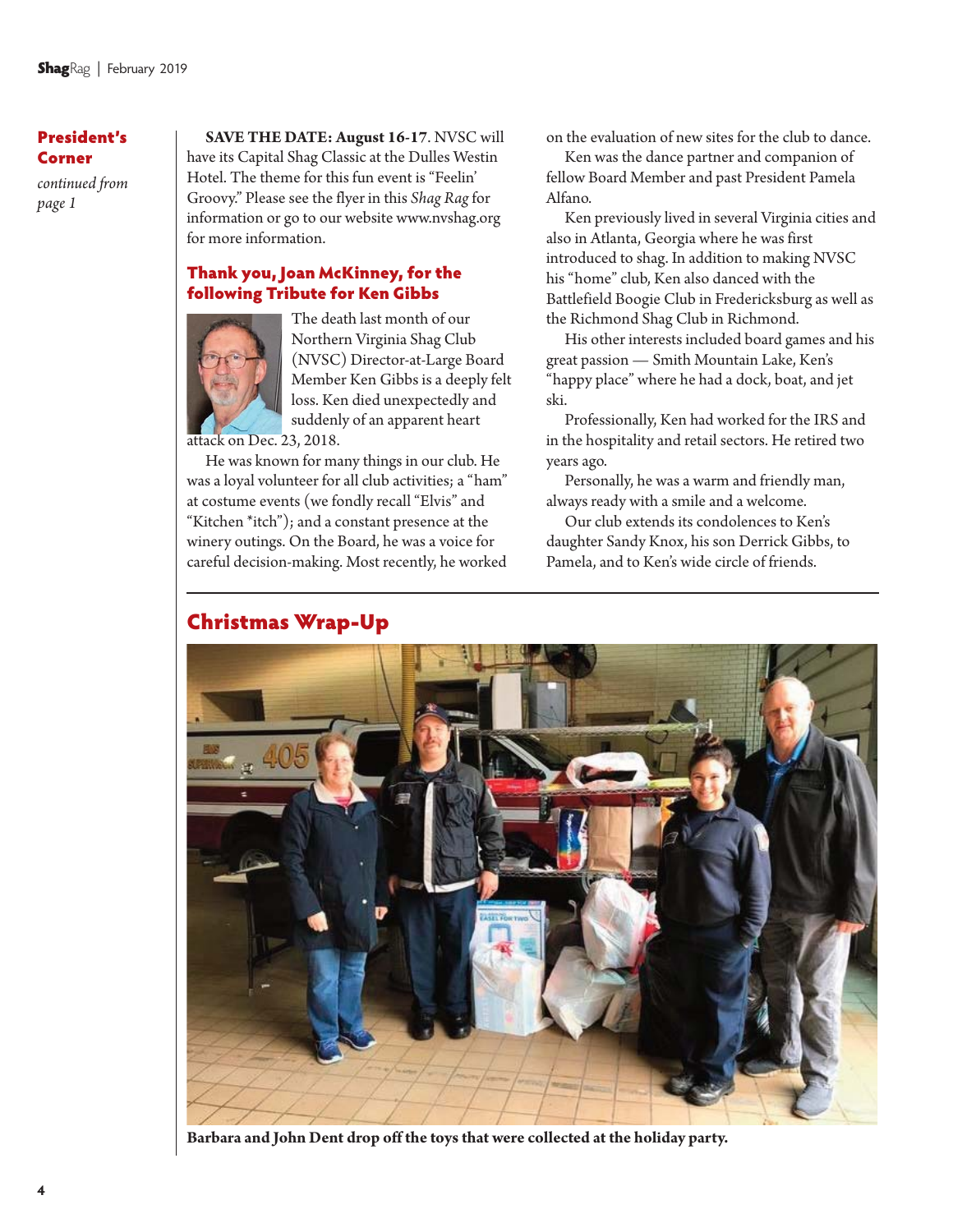## President's Corner

*continued from page 1*

**SAVE THE DATE: August 16-17**. NVSC will have its Capital Shag Classic at the Dulles Westin Hotel. The theme for this fun event is "Feelin' Groovy." Please see the flyer in this *Shag Rag* for information or go to our website www.nvshag.org for more information.

### Thank you, Joan McKinney, for the following Tribute for Ken Gibbs

The death last month of our Northern Virginia Shag Club (NVSC) Director-at-Large Board Member Ken Gibbs is a deeply felt loss. Ken died unexpectedly and suddenly of an apparent heart attack on Dec. 23, 2018.

He was known for many things in our club. He was a loyal volunteer for all club activities; a "ham" at costume events (we fondly recall "Elvis" and "Kitchen *itch"); and a constant presence at the winery outings. On the Board, he was a voice for careful decision-making. Most recently, he worked on the evaluation of new sites for the club to dance.

Ken was the dance partner and companion of fellow Board Member and past President Pamela Alfano.

Ken previously lived in several Virginia cities and also in Atlanta, Georgia where he was first introduced to shag. In addition to making NVSC his "home" club, Ken also danced with the Battlefield Boogie Club in Fredericksburg as well as the Richmond Shag Club in Richmond.

His other interests included board games and his great passion — Smith Mountain Lake, Ken's "happy place" where he had a dock, boat, and jet ski.

Professionally, Ken had worked for the IRS and in the hospitality and retail sectors. He retired two years ago.

Personally, he was a warm and friendly man, always ready with a smile and a welcome.

Our club extends its condolences to Ken's daughter Sandy Knox, his son Derrick Gibbs, to Pamela, and to Ken's wide circle of friends.

## Christmas Wrap-Up

**Barbara and John Dent drop off the toys that were collected at the holiday party.**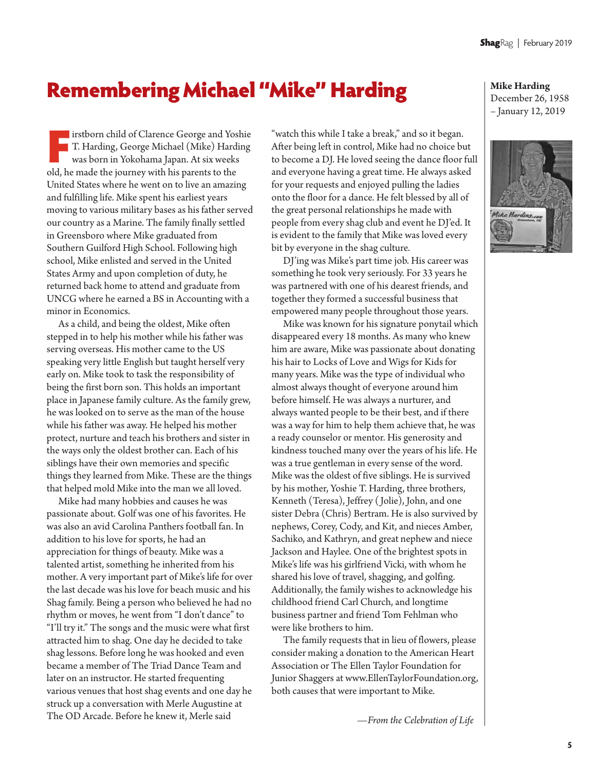# Remembering Michael "Mike" Harding

**Mike Harding**
December 26, 1958 – January 12, 2019

Firstborn child of Clarence George and Yoshie T. Harding, George Michael (Mike) Harding was born in Yokohama Japan. At six weeks old, he made the journey with his parents to the United States where he went on to live an amazing and fulfilling life. Mike spent his earliest years moving to various military bases as his father served our country as a Marine. The family finally settled in Greensboro where Mike graduated from Southern Guilford High School. Following high school, Mike enlisted and served in the United States Army and upon completion of duty, he returned back home to attend and graduate from UNCG where he earned a BS in Accounting with a minor in Economics.

As a child, and being the oldest, Mike often stepped in to help his mother while his father was serving overseas. His mother came to the US speaking very little English but taught herself very early on. Mike took to task the responsibility of being the first born son. This holds an important place in Japanese family culture. As the family grew, he was looked on to serve as the man of the house while his father was away. He helped his mother protect, nurture and teach his brothers and sister in the ways only the oldest brother can. Each of his siblings have their own memories and specific things they learned from Mike. These are the things that helped mold Mike into the man we all loved.

Mike had many hobbies and causes he was passionate about. Golf was one of his favorites. He was also an avid Carolina Panthers football fan. In addition to his love for sports, he had an appreciation for things of beauty. Mike was a talented artist, something he inherited from his mother. A very important part of Mike's life for over the last decade was his love for beach music and his Shag family. Being a person who believed he had no rhythm or moves, he went from "I don't dance" to "I'll try it." The songs and the music were what first attracted him to shag. One day he decided to take shag lessons. Before long he was hooked and even became a member of The Triad Dance Team and later on an instructor. He started frequenting various venues that host shag events and one day he struck up a conversation with Merle Augustine at The OD Arcade. Before he knew it, Merle said "watch this while I take a break," and so it began. After being left in control, Mike had no choice but to become a DJ. He loved seeing the dance floor full and everyone having a great time. He always asked for your requests and enjoyed pulling the ladies onto the floor for a dance. He felt blessed by all of the great personal relationships he made with people from every shag club and event he DJ'ed. It is evident to the family that Mike was loved every bit by everyone in the shag culture.

DJ'ing was Mike's part time job. His career was something he took very seriously. For 33 years he was partnered with one of his dearest friends, and together they formed a successful business that empowered many people throughout those years.

Mike was known for his signature ponytail which disappeared every 18 months. As many who knew him are aware, Mike was passionate about donating his hair to Locks of Love and Wigs for Kids for many years. Mike was the type of individual who almost always thought of everyone around him before himself. He was always a nurturer, and always wanted people to be their best, and if there was a way for him to help them achieve that, he was a ready counselor or mentor. His generosity and kindness touched many over the years of his life. He was a true gentleman in every sense of the word. Mike was the oldest of five siblings. He is survived by his mother, Yoshie T. Harding, three brothers, Kenneth (Teresa), Jeffrey (Jolie), John, and one sister Debra (Chris) Bertram. He is also survived by nephews, Corey, Cody, and Kit, and nieces Amber, Sachiko, and Kathryn, and great nephew and niece Jackson and Haylee. One of the brightest spots in Mike's life was his girlfriend Vicki, with whom he shared his love of travel, shagging, and golfing. Additionally, the family wishes to acknowledge his childhood friend Carl Church, and longtime business partner and friend Tom Fehlman who were like brothers to him.

The family requests that in lieu of flowers, please consider making a donation to the American Heart Association or The Ellen Taylor Foundation for Junior Shaggers at www.EllenTaylorFoundation.org, both causes that were important to Mike.

*—From the Celebration of Life*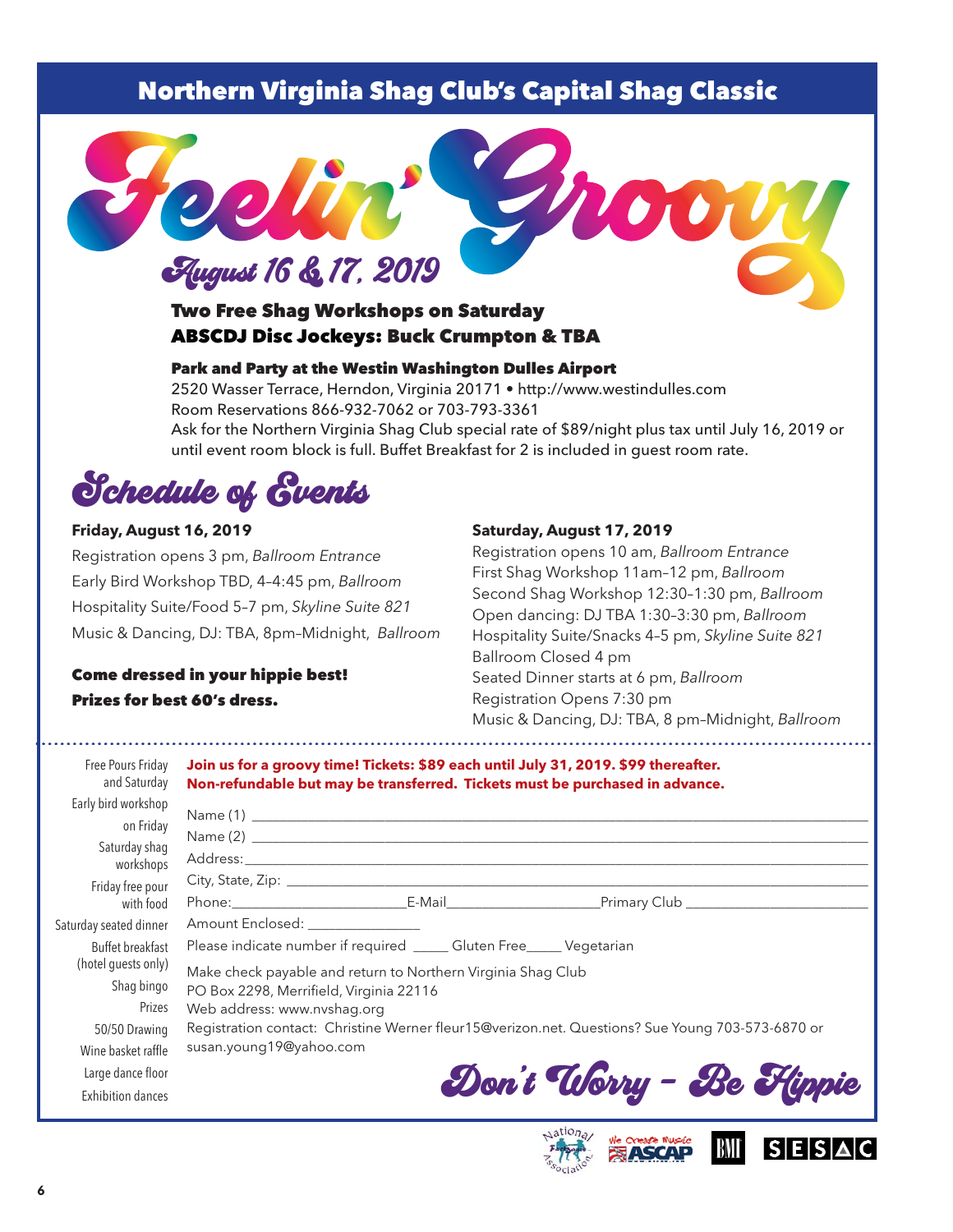# Northern Virginia Shag Club's Capital Shag Classic

# Feelin' Groovy

*August 16 & 17, 2019*

**Two Free Shag Workshops on Saturday**
**ABSCDJ Disc Jockeys: Buck Crumpton & TBA**

**Park and Party at the Westin Washington Dulles Airport**
2520 Wasser Terrace, Herndon, Virginia 20171 • http://www.westindulles.com
Room Reservations 866-932-7062 or 703-793-3361
Ask for the Northern Virginia Shag Club special rate of $89/night plus tax until July 16, 2019 or until event room block is full. Buffet Breakfast for 2 is included in guest room rate.

## Schedule of Events

**Friday, August 16, 2019**

Registration opens 3 pm, *Ballroom Entrance*
Early Bird Workshop TBD, 4–4:45 pm, *Ballroom*
Hospitality Suite/Food 5–7 pm, *Skyline Suite 821*
Music & Dancing, DJ: TBA, 8pm–Midnight, *Ballroom*

**Come dressed in your hippie best!**
**Prizes for best 60's dress.**

**Saturday, August 17, 2019**

Registration opens 10 am, *Ballroom Entrance*
First Shag Workshop 11am–12 pm, *Ballroom*
Second Shag Workshop 12:30–1:30 pm, *Ballroom*
Open dancing: DJ TBA 1:30–3:30 pm, *Ballroom*
Hospitality Suite/Snacks 4–5 pm, *Skyline Suite 821*
Ballroom Closed 4 pm
Seated Dinner starts at 6 pm, *Ballroom*
Registration Opens 7:30 pm
Music & Dancing, DJ: TBA, 8 pm–Midnight, *Ballroom*

---

- Free Pours Friday and Saturday
- Early bird workshop on Friday
- Saturday shag workshops
- Friday free pour with food
- Saturday seated dinner
- Buffet breakfast (hotel guests only)
- Shag bingo
- Prizes
- 50/50 Drawing
- Wine basket raffle
- Large dance floor
- Exhibition dances

**Join us for a groovy time! Tickets: $89 each until July 31, 2019. $99 thereafter.**
**Non-refundable but may be transferred. Tickets must be purchased in advance.**

Name (1) ______________________________

Name (2) ______________________________

Address: ______________________________

City, State, Zip: ______________________________

Phone: ______________ E-Mail ______________ Primary Club ______________

Amount Enclosed: ______________

Please indicate number if required _____ Gluten Free_____ Vegetarian

Make check payable and return to Northern Virginia Shag Club
PO Box 2298, Merrifield, Virginia 22116
Web address: www.nvshag.org
Registration contact: Christine Werner fleur15@verizon.net. Questions? Sue Young 703-573-6870 or susan.young19@yahoo.com

*Don't Worry – Be Hippie*

National Association · We Create Music ASCAP · BMI · SESAC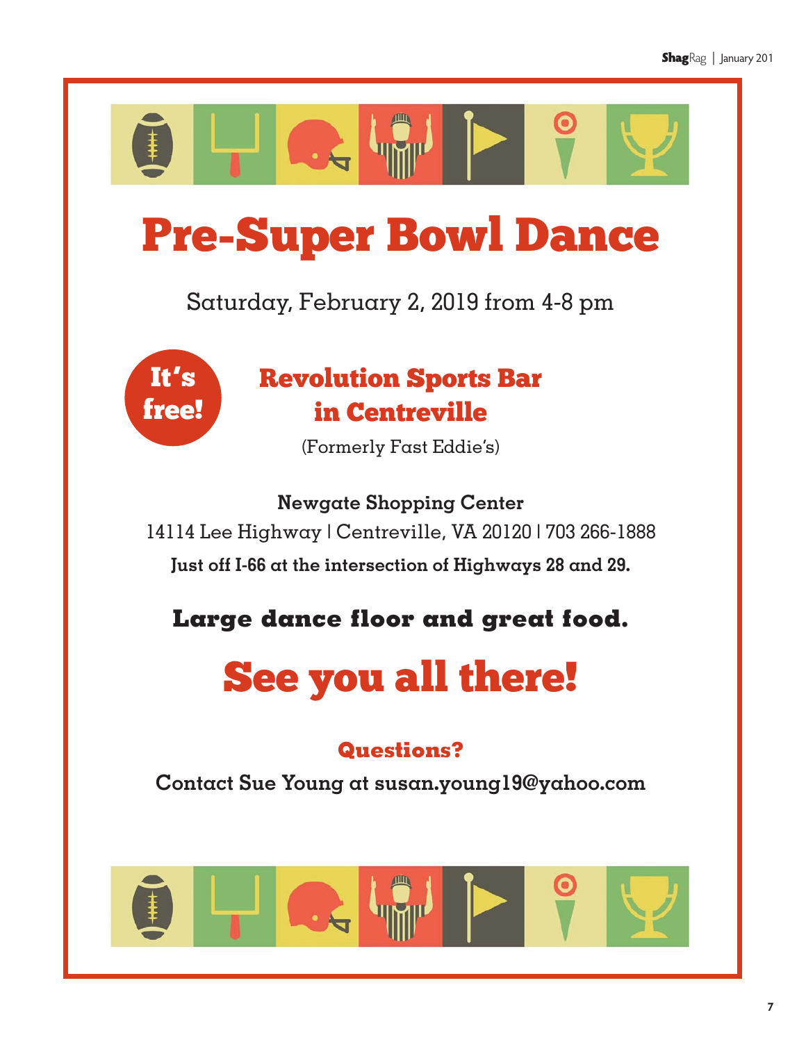# Pre-Super Bowl Dance

Saturday, February 2, 2019 from 4-8 pm

**It's free!**

## Revolution Sports Bar in Centreville

(Formerly Fast Eddie's)

**Newgate Shopping Center**

14114 Lee Highway | Centreville, VA 20120 | 703 266-1888

**Just off I-66 at the intersection of Highways 28 and 29.**

**Large dance floor and great food.**

## See you all there!

**Questions?**

**Contact Sue Young at susan.young19@yahoo.com**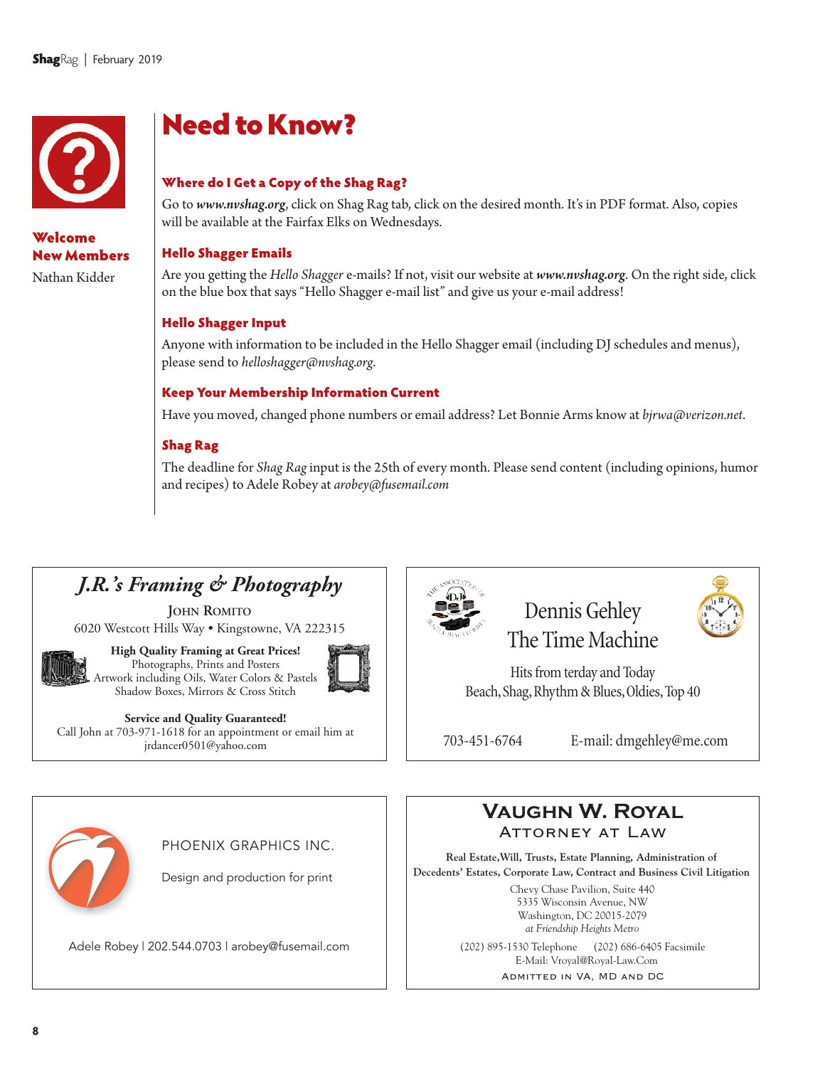## Welcome New Members

Nathan Kidder

# Need to Know?

### Where do I Get a Copy of the Shag Rag?

Go to ***www.nvshag.org***, click on Shag Rag tab, click on the desired month. It's in PDF format. Also, copies will be available at the Fairfax Elks on Wednesdays.

### Hello Shagger Emails

Are you getting the *Hello Shagger* e-mails? If not, visit our website at ***www.nvshag.org***. On the right side, click on the blue box that says "Hello Shagger e-mail list" and give us your e-mail address!

### Hello Shagger Input

Anyone with information to be included in the Hello Shagger email (including DJ schedules and menus), please send to *helloshagger@nvshag.org*.

### Keep Your Membership Information Current

Have you moved, changed phone numbers or email address? Let Bonnie Arms know at *bjrwa@verizon.net*.

### Shag Rag

The deadline for *Shag Rag* input is the 25th of every month. Please send content (including opinions, humor and recipes) to Adele Robey at *arobey@fusemail.com*

---

***J.R.'s Framing & Photography***

JOHN ROMITO

6020 Westcott Hills Way • Kingstowne, VA 222315

**High Quality Framing at Great Prices!**
Photographs, Prints and Posters
Artwork including Oils, Water Colors & Pastels
Shadow Boxes, Mirrors & Cross Stitch

**Service and Quality Guaranteed!**
Call John at 703-971-1618 for an appointment or email him at jrdancer0501@yahoo.com

---

Dennis Gehley
The Time Machine

Hits from terday and Today
Beach, Shag, Rhythm & Blues, Oldies, Top 40

703-451-6764 E-mail: dmgehley@me.com

---

PHOENIX GRAPHICS INC.

Design and production for print

Adele Robey | 202.544.0703 | arobey@fusemail.com

---

**VAUGHN W. ROYAL**
ATTORNEY AT LAW

**Real Estate, Will, Trusts, Estate Planning, Administration of Decedents' Estates, Corporate Law, Contract and Business Civil Litigation**

Chevy Chase Pavilion, Suite 440
5335 Wisconsin Avenue, NW
Washington, DC 20015-2079
*at Friendship Heights Metro*

(202) 895-1530 Telephone (202) 686-6405 Facsimile
E-Mail: Vroyal@Royal-Law.Com

ADMITTED IN VA, MD AND DC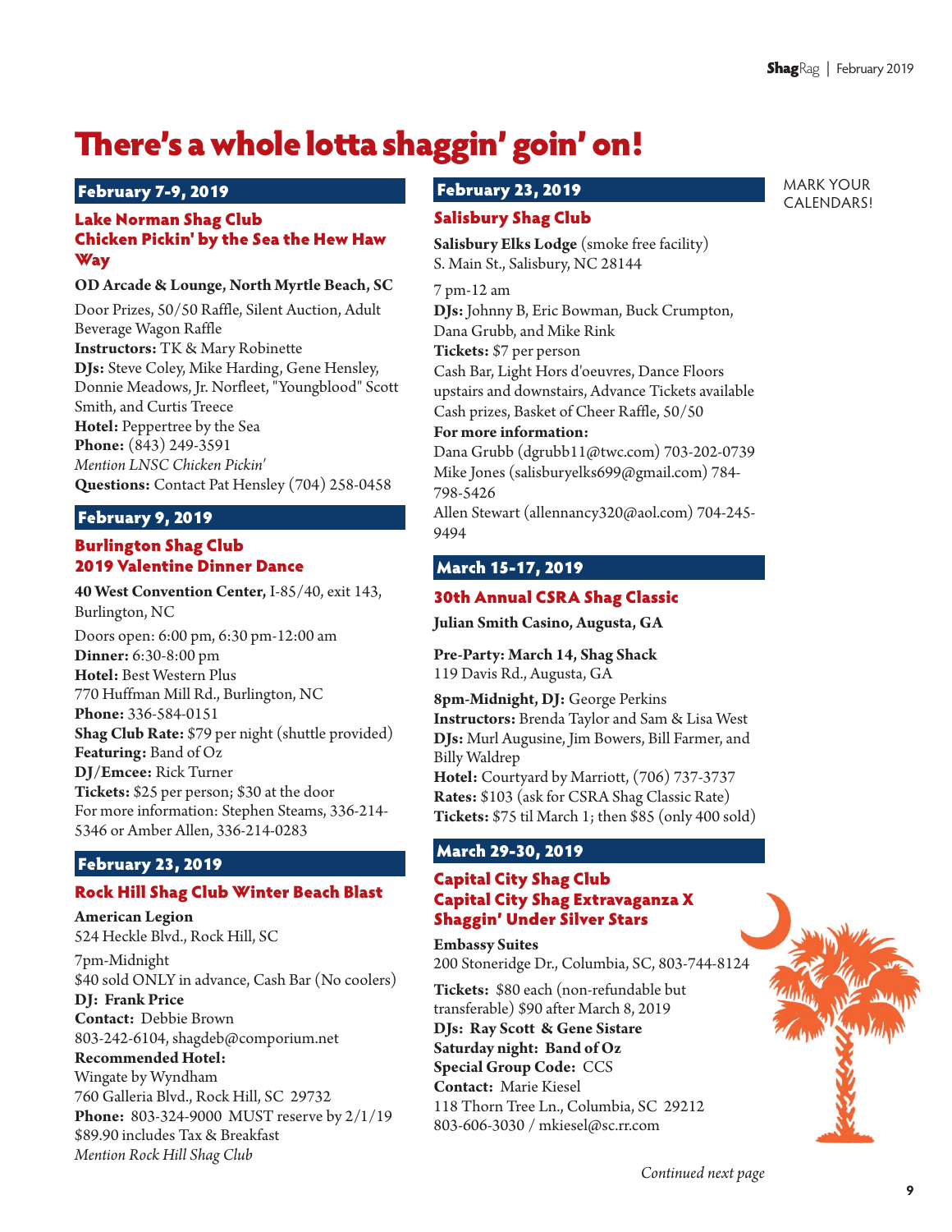# There's a whole lotta shaggin' goin' on!

MARK YOUR CALENDARS!

## February 7-9, 2019

### Lake Norman Shag Club
### Chicken Pickin' by the Sea the Hew Haw Way

**OD Arcade & Lounge, North Myrtle Beach, SC**

Door Prizes, 50/50 Raffle, Silent Auction, Adult Beverage Wagon Raffle
**Instructors:** TK & Mary Robinette
**DJs:** Steve Coley, Mike Harding, Gene Hensley, Donnie Meadows, Jr. Norfleet, "Youngblood" Scott Smith, and Curtis Treece
**Hotel:** Peppertree by the Sea
**Phone:** (843) 249-3591
*Mention LNSC Chicken Pickin'*
**Questions:** Contact Pat Hensley (704) 258-0458

## February 9, 2019

### Burlington Shag Club
### 2019 Valentine Dinner Dance

**40 West Convention Center,** I-85/40, exit 143, Burlington, NC

Doors open: 6:00 pm, 6:30 pm-12:00 am
**Dinner:** 6:30-8:00 pm
**Hotel:** Best Western Plus
770 Huffman Mill Rd., Burlington, NC
**Phone:** 336-584-0151
**Shag Club Rate:** $79 per night (shuttle provided)
**Featuring:** Band of Oz
**DJ/Emcee:** Rick Turner
**Tickets:** $25 per person; $30 at the door
For more information: Stephen Steams, 336-214-5346 or Amber Allen, 336-214-0283

## February 23, 2019

### Rock Hill Shag Club Winter Beach Blast

**American Legion**
524 Heckle Blvd., Rock Hill, SC

7pm-Midnight
$40 sold ONLY in advance, Cash Bar (No coolers)
**DJ: Frank Price**
**Contact:** Debbie Brown
803-242-6104, shagdeb@comporium.net
**Recommended Hotel:**
Wingate by Wyndham
760 Galleria Blvd., Rock Hill, SC 29732
**Phone:** 803-324-9000 MUST reserve by 2/1/19
$89.90 includes Tax & Breakfast
*Mention Rock Hill Shag Club*

## February 23, 2019

### Salisbury Shag Club

**Salisbury Elks Lodge** (smoke free facility)
S. Main St., Salisbury, NC 28144

7 pm-12 am
**DJs:** Johnny B, Eric Bowman, Buck Crumpton, Dana Grubb, and Mike Rink
**Tickets:** $7 per person
Cash Bar, Light Hors d'oeuvres, Dance Floors upstairs and downstairs, Advance Tickets available
Cash prizes, Basket of Cheer Raffle, 50/50
**For more information:**
Dana Grubb (dgrubb11@twc.com) 703-202-0739
Mike Jones (salisburyelks699@gmail.com) 784-798-5426
Allen Stewart (allennancy320@aol.com) 704-245-9494

## March 15-17, 2019

### 30th Annual CSRA Shag Classic

**Julian Smith Casino, Augusta, GA**

**Pre-Party: March 14, Shag Shack**
119 Davis Rd., Augusta, GA

**8pm-Midnight, DJ:** George Perkins
**Instructors:** Brenda Taylor and Sam & Lisa West
**DJs:** Murl Augusine, Jim Bowers, Bill Farmer, and Billy Waldrep
**Hotel:** Courtyard by Marriott, (706) 737-3737
**Rates:** $103 (ask for CSRA Shag Classic Rate)
**Tickets:** $75 til March 1; then $85 (only 400 sold)

## March 29-30, 2019

### Capital City Shag Club
### Capital City Shag Extravaganza X
### Shaggin' Under Silver Stars

**Embassy Suites**
200 Stoneridge Dr., Columbia, SC, 803-744-8124

**Tickets:** $80 each (non-refundable but transferable) $90 after March 8, 2019
**DJs: Ray Scott & Gene Sistare**
**Saturday night: Band of Oz**
**Special Group Code:** CCS
**Contact:** Marie Kiesel
118 Thorn Tree Ln., Columbia, SC 29212
803-606-3030 / mkiesel@sc.rr.com

*Continued next page*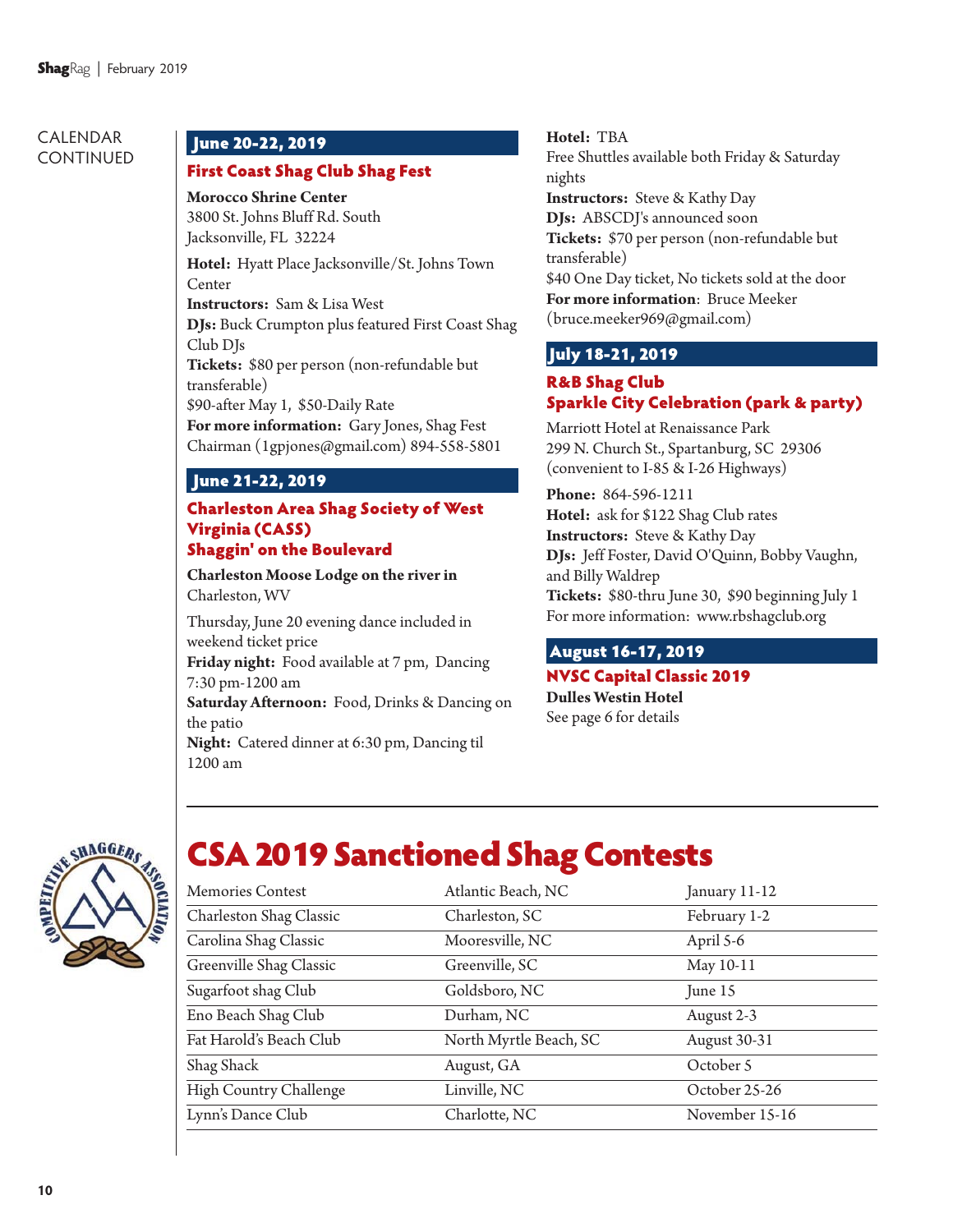CALENDAR CONTINUED

## June 20-22, 2019

### First Coast Shag Club Shag Fest

**Morocco Shrine Center**
3800 St. Johns Bluff Rd. South
Jacksonville, FL 32224

**Hotel:** Hyatt Place Jacksonville/St. Johns Town Center
**Instructors:** Sam & Lisa West
**DJs:** Buck Crumpton plus featured First Coast Shag Club DJs
**Tickets:** $80 per person (non-refundable but transferable)
$90-after May 1, $50-Daily Rate
**For more information:** Gary Jones, Shag Fest Chairman (1gpjones@gmail.com) 894-558-5801

## June 21-22, 2019

### Charleston Area Shag Society of West Virginia (CASS) Shaggin' on the Boulevard

**Charleston Moose Lodge on the river in** Charleston, WV

Thursday, June 20 evening dance included in weekend ticket price
**Friday night:** Food available at 7 pm, Dancing 7:30 pm-1200 am
**Saturday Afternoon:** Food, Drinks & Dancing on the patio
**Night:** Catered dinner at 6:30 pm, Dancing til 1200 am
**Hotel:** TBA
Free Shuttles available both Friday & Saturday nights
**Instructors:** Steve & Kathy Day
**DJs:** ABSCDJ's announced soon
**Tickets:** $70 per person (non-refundable but transferable)
$40 One Day ticket, No tickets sold at the door
**For more information**: Bruce Meeker (bruce.meeker969@gmail.com)

## July 18-21, 2019

### R&B Shag Club Sparkle City Celebration (park & party)

Marriott Hotel at Renaissance Park
299 N. Church St., Spartanburg, SC 29306
(convenient to I-85 & I-26 Highways)

**Phone:** 864-596-1211
**Hotel:** ask for $122 Shag Club rates
**Instructors:** Steve & Kathy Day
**DJs:** Jeff Foster, David O'Quinn, Bobby Vaughn, and Billy Waldrep
**Tickets:** $80-thru June 30, $90 beginning July 1
For more information: www.rbshagclub.org

## August 16-17, 2019

### NVSC Capital Classic 2019

**Dulles Westin Hotel**
See page 6 for details

# CSA 2019 Sanctioned Shag Contests

| | | |
|---|---|---|
| Memories Contest | Atlantic Beach, NC | January 11-12 |
| Charleston Shag Classic | Charleston, SC | February 1-2 |
| Carolina Shag Classic | Mooresville, NC | April 5-6 |
| Greenville Shag Classic | Greenville, SC | May 10-11 |
| Sugarfoot shag Club | Goldsboro, NC | June 15 |
| Eno Beach Shag Club | Durham, NC | August 2-3 |
| Fat Harold's Beach Club | North Myrtle Beach, SC | August 30-31 |
| Shag Shack | August, GA | October 5 |
| High Country Challenge | Linville, NC | October 25-26 |
| Lynn's Dance Club | Charlotte, NC | November 15-16 |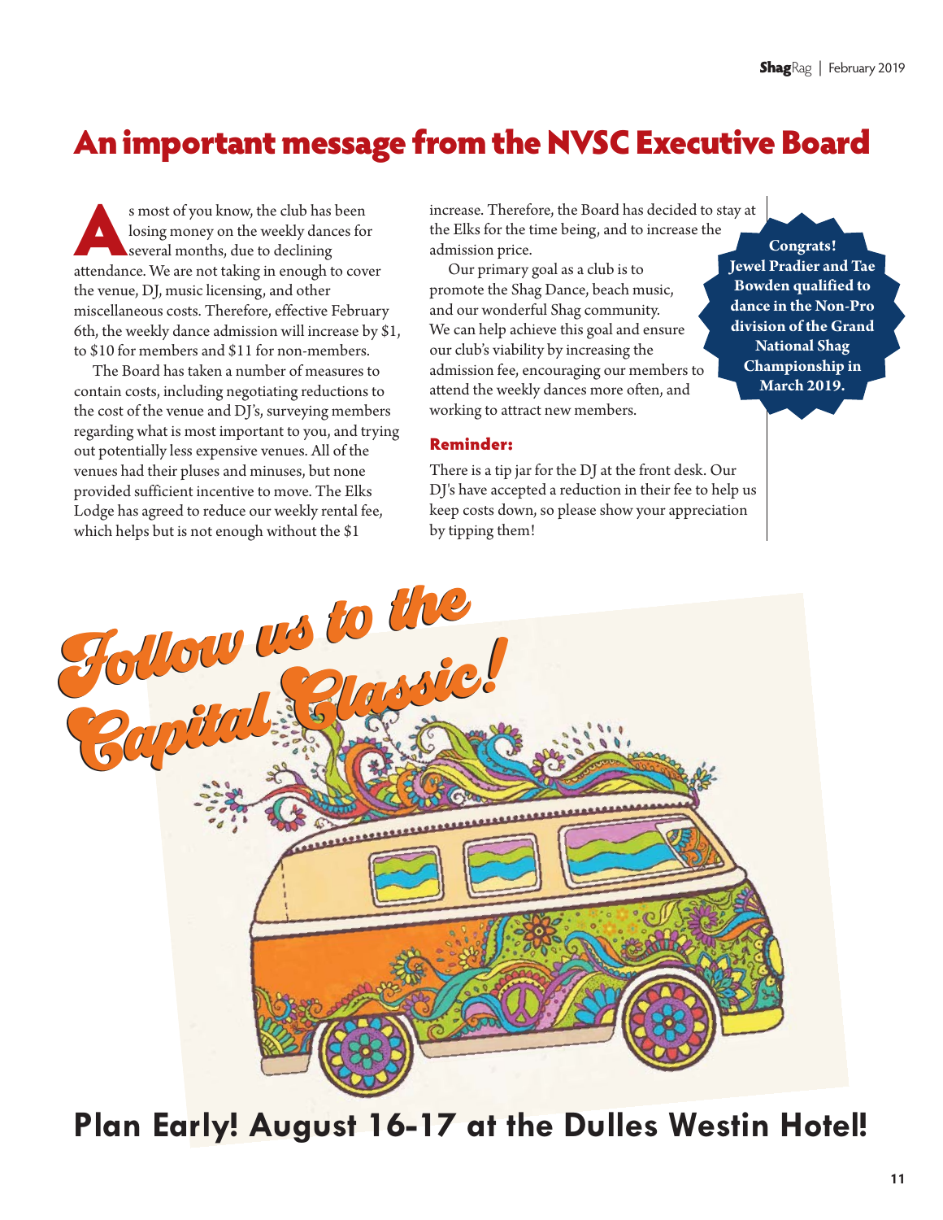# An important message from the NVSC Executive Board

As most of you know, the club has been losing money on the weekly dances for several months, due to declining attendance. We are not taking in enough to cover the venue, DJ, music licensing, and other miscellaneous costs. Therefore, effective February 6th, the weekly dance admission will increase by $1, to $10 for members and $11 for non-members.

The Board has taken a number of measures to contain costs, including negotiating reductions to the cost of the venue and DJ's, surveying members regarding what is most important to you, and trying out potentially less expensive venues. All of the venues had their pluses and minuses, but none provided sufficient incentive to move. The Elks Lodge has agreed to reduce our weekly rental fee, which helps but is not enough without the $1 increase. Therefore, the Board has decided to stay at the Elks for the time being, and to increase the admission price.

Our primary goal as a club is to promote the Shag Dance, beach music, and our wonderful Shag community. We can help achieve this goal and ensure our club's viability by increasing the admission fee, encouraging our members to attend the weekly dances more often, and working to attract new members.

**Reminder:**

There is a tip jar for the DJ at the front desk. Our DJ's have accepted a reduction in their fee to help us keep costs down, so please show your appreciation by tipping them!

**Congrats! Jewel Pradier and Tae Bowden qualified to dance in the Non-Pro division of the Grand National Shag Championship in March 2019.**

*Follow us to the Capital Classic!*

**Plan Early! August 16-17 at the Dulles Westin Hotel!**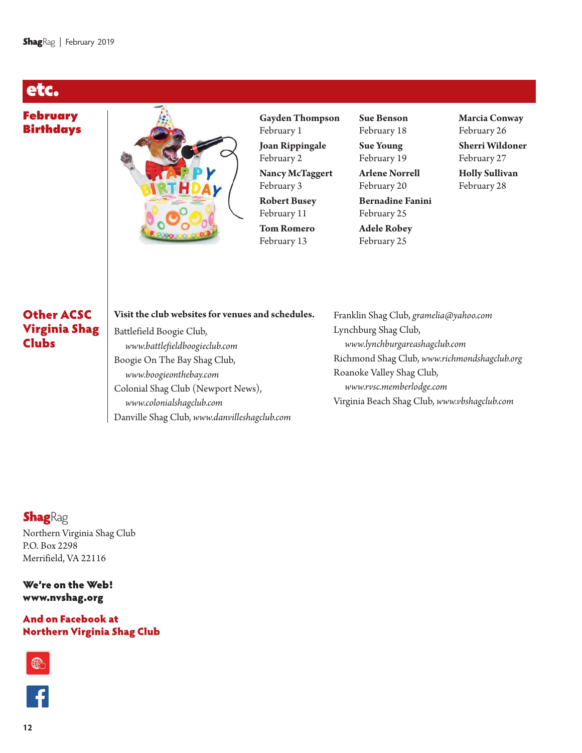# etc.

## February Birthdays

**Gayden Thompson**
February 1

**Joan Rippingale**
February 2

**Nancy McTaggert**
February 3

**Robert Busey**
February 11

**Tom Romero**
February 13

**Sue Benson**
February 18

**Sue Young**
February 19

**Arlene Norrell**
February 20

**Bernadine Fanini**
February 25

**Adele Robey**
February 25

**Marcia Conway**
February 26

**Sherri Wildoner**
February 27

**Holly Sullivan**
February 28

## Other ACSC Virginia Shag Clubs

**Visit the club websites for venues and schedules.**

Battlefield Boogie Club, *www.battlefieldboogieclub.com*
Boogie On The Bay Shag Club, *www.boogieonthebay.com*
Colonial Shag Club (Newport News), *www.colonialshagclub.com*
Danville Shag Club, *www.danvilleshagclub.com*
Franklin Shag Club, *gramelia@yahoo.com*
Lynchburg Shag Club, *www.lynchburgareashagclub.com*
Richmond Shag Club, *www.richmondshagclub.org*
Roanoke Valley Shag Club, *www.rvsc.memberlodge.com*
Virginia Beach Shag Club, *www.vbshagclub.com*

**ShagRag**
Northern Virginia Shag Club
P.O. Box 2298
Merrifield, VA 22116

**We're on the Web!**
**www.nvshag.org**

**And on Facebook at**
**Northern Virginia Shag Club**